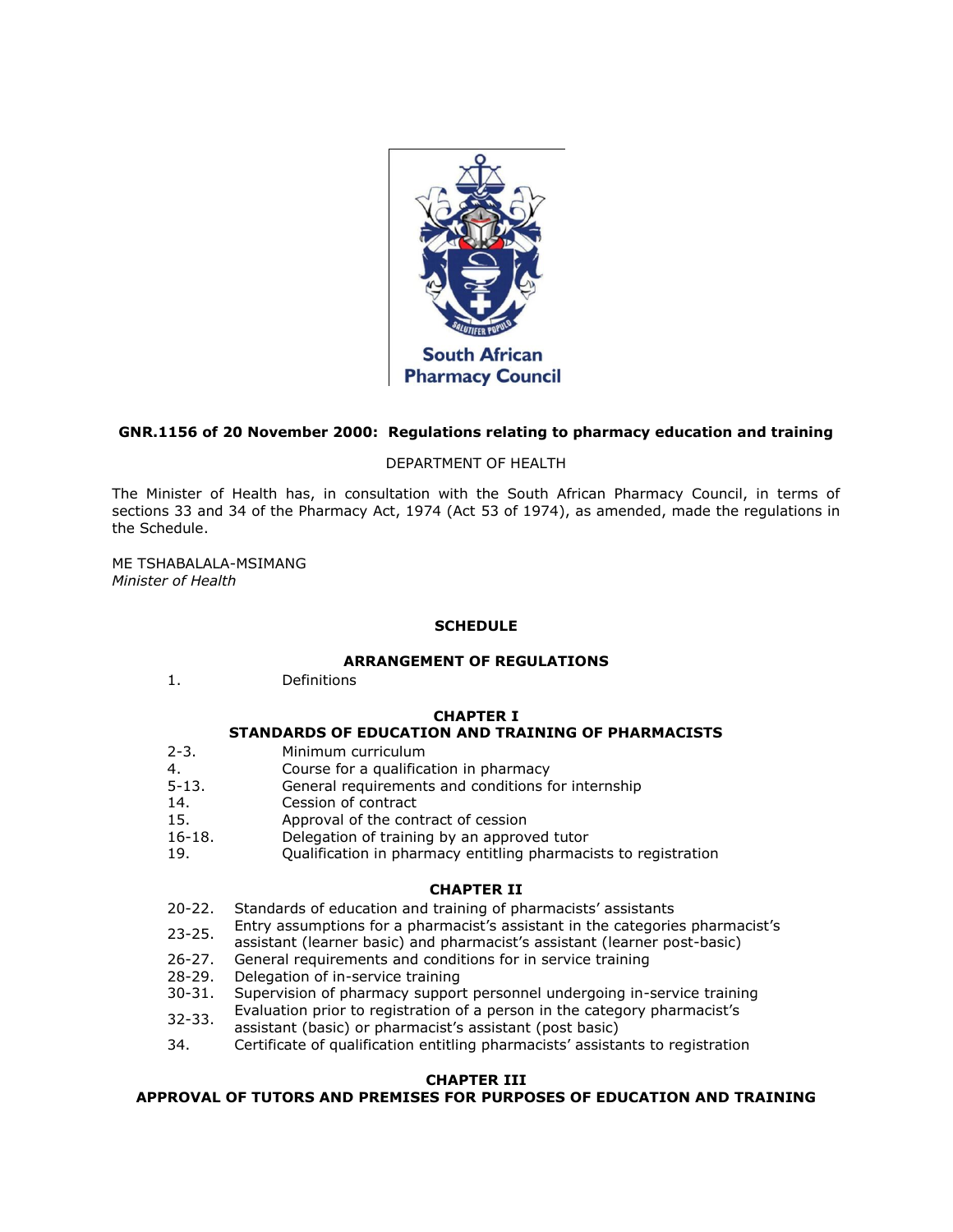South African Pharmacy Council

**GNR.1156 of 20 November 2000: Regulations relating to pharmacy education and training**

DEPARTMENT OF HEALTH

The Minister of Health has, in consultation with the South African Pharmacy Council, in terms of sections 33 and 34 of the Pharmacy Act, 1974 (Act 53 of 1974), as amended, made the regulations in the Schedule.

ME TSHABALALA-MSIMANG
*Minister of Health*

## SCHEDULE

### ARRANGEMENT OF REGULATIONS

| | |
|---|---|
| 1. | Definitions |

### CHAPTER I
### STANDARDS OF EDUCATION AND TRAINING OF PHARMACISTS

| | |
|---|---|
| 2-3. | Minimum curriculum |
| 4. | Course for a qualification in pharmacy |
| 5-13. | General requirements and conditions for internship |
| 14. | Cession of contract |
| 15. | Approval of the contract of cession |
| 16-18. | Delegation of training by an approved tutor |
| 19. | Qualification in pharmacy entitling pharmacists to registration |

### CHAPTER II

| | |
|---|---|
| 20-22. | Standards of education and training of pharmacists' assistants |
| 23-25. | Entry assumptions for a pharmacist's assistant in the categories pharmacist's assistant (learner basic) and pharmacist's assistant (learner post-basic) |
| 26-27. | General requirements and conditions for in service training |
| 28-29. | Delegation of in-service training |
| 30-31. | Supervision of pharmacy support personnel undergoing in-service training |
| 32-33. | Evaluation prior to registration of a person in the category pharmacist's assistant (basic) or pharmacist's assistant (post basic) |
| 34. | Certificate of qualification entitling pharmacists' assistants to registration |

### CHAPTER III
### APPROVAL OF TUTORS AND PREMISES FOR PURPOSES OF EDUCATION AND TRAINING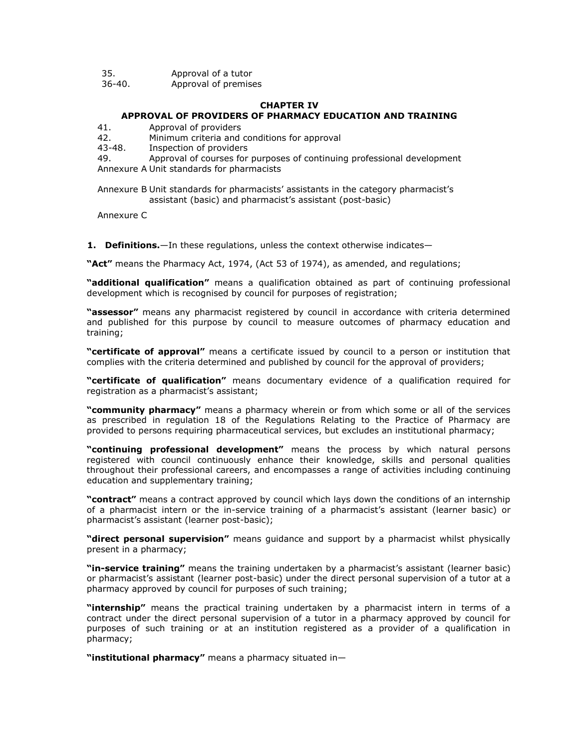35. Approval of a tutor

36-40. Approval of premises

**CHAPTER IV**

**APPROVAL OF PROVIDERS OF PHARMACY EDUCATION AND TRAINING**

41. Approval of providers

42. Minimum criteria and conditions for approval

43-48. Inspection of providers

49. Approval of courses for purposes of continuing professional development

Annexure A Unit standards for pharmacists

Annexure B Unit standards for pharmacists' assistants in the category pharmacist's assistant (basic) and pharmacist's assistant (post-basic)

Annexure C

**1. Definitions.**—In these regulations, unless the context otherwise indicates—

**"Act"** means the Pharmacy Act, 1974, (Act 53 of 1974), as amended, and regulations;

**"additional qualification"** means a qualification obtained as part of continuing professional development which is recognised by council for purposes of registration;

**"assessor"** means any pharmacist registered by council in accordance with criteria determined and published for this purpose by council to measure outcomes of pharmacy education and training;

**"certificate of approval"** means a certificate issued by council to a person or institution that complies with the criteria determined and published by council for the approval of providers;

**"certificate of qualification"** means documentary evidence of a qualification required for registration as a pharmacist's assistant;

**"community pharmacy"** means a pharmacy wherein or from which some or all of the services as prescribed in regulation 18 of the Regulations Relating to the Practice of Pharmacy are provided to persons requiring pharmaceutical services, but excludes an institutional pharmacy;

**"continuing professional development"** means the process by which natural persons registered with council continuously enhance their knowledge, skills and personal qualities throughout their professional careers, and encompasses a range of activities including continuing education and supplementary training;

**"contract"** means a contract approved by council which lays down the conditions of an internship of a pharmacist intern or the in-service training of a pharmacist's assistant (learner basic) or pharmacist's assistant (learner post-basic);

**"direct personal supervision"** means guidance and support by a pharmacist whilst physically present in a pharmacy;

**"in-service training"** means the training undertaken by a pharmacist's assistant (learner basic) or pharmacist's assistant (learner post-basic) under the direct personal supervision of a tutor at a pharmacy approved by council for purposes of such training;

**"internship"** means the practical training undertaken by a pharmacist intern in terms of a contract under the direct personal supervision of a tutor in a pharmacy approved by council for purposes of such training or at an institution registered as a provider of a qualification in pharmacy;

**"institutional pharmacy"** means a pharmacy situated in—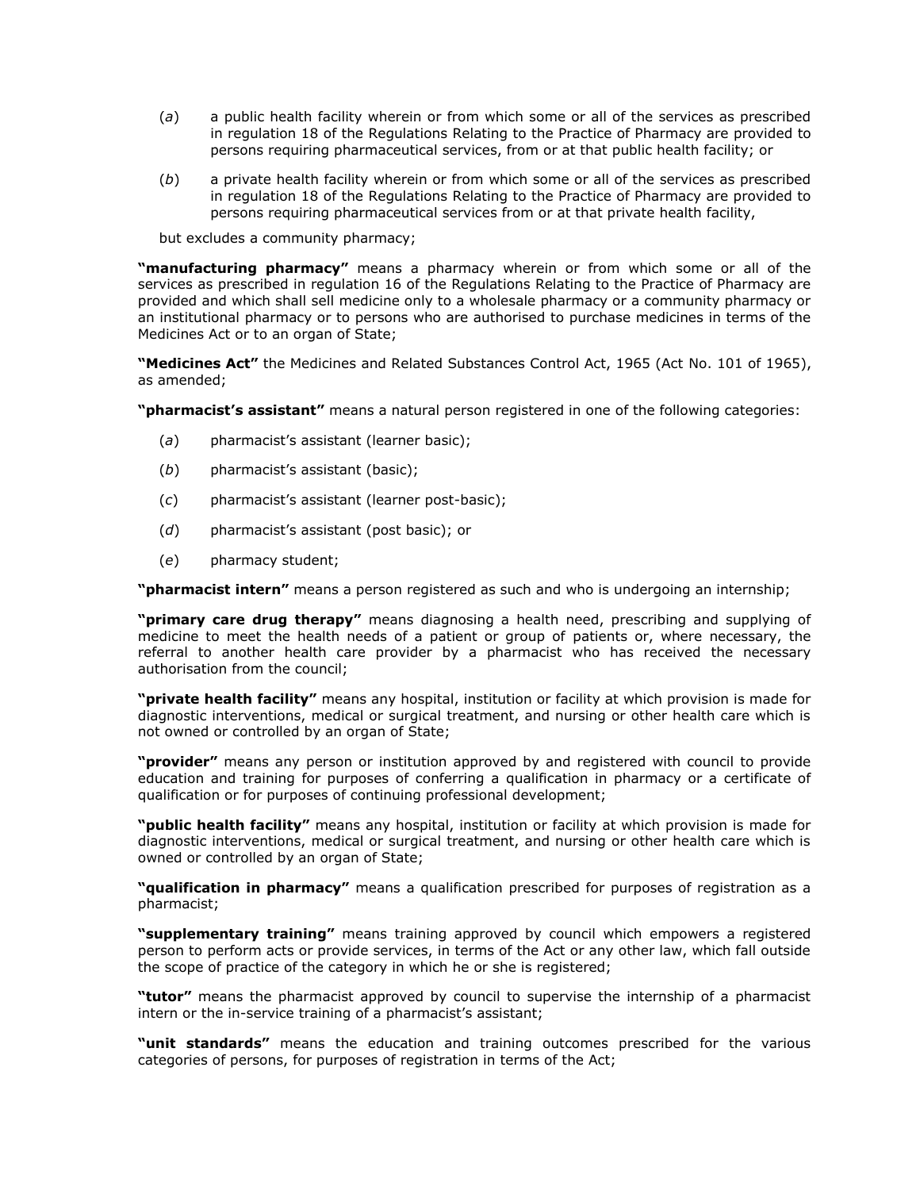(*a*) a public health facility wherein or from which some or all of the services as prescribed in regulation 18 of the Regulations Relating to the Practice of Pharmacy are provided to persons requiring pharmaceutical services, from or at that public health facility; or

(*b*) a private health facility wherein or from which some or all of the services as prescribed in regulation 18 of the Regulations Relating to the Practice of Pharmacy are provided to persons requiring pharmaceutical services from or at that private health facility,

but excludes a community pharmacy;

**"manufacturing pharmacy"** means a pharmacy wherein or from which some or all of the services as prescribed in regulation 16 of the Regulations Relating to the Practice of Pharmacy are provided and which shall sell medicine only to a wholesale pharmacy or a community pharmacy or an institutional pharmacy or to persons who are authorised to purchase medicines in terms of the Medicines Act or to an organ of State;

**"Medicines Act"** the Medicines and Related Substances Control Act, 1965 (Act No. 101 of 1965), as amended;

**"pharmacist's assistant"** means a natural person registered in one of the following categories:

(*a*) pharmacist's assistant (learner basic);

(*b*) pharmacist's assistant (basic);

(*c*) pharmacist's assistant (learner post-basic);

(*d*) pharmacist's assistant (post basic); or

(*e*) pharmacy student;

**"pharmacist intern"** means a person registered as such and who is undergoing an internship;

**"primary care drug therapy"** means diagnosing a health need, prescribing and supplying of medicine to meet the health needs of a patient or group of patients or, where necessary, the referral to another health care provider by a pharmacist who has received the necessary authorisation from the council;

**"private health facility"** means any hospital, institution or facility at which provision is made for diagnostic interventions, medical or surgical treatment, and nursing or other health care which is not owned or controlled by an organ of State;

**"provider"** means any person or institution approved by and registered with council to provide education and training for purposes of conferring a qualification in pharmacy or a certificate of qualification or for purposes of continuing professional development;

**"public health facility"** means any hospital, institution or facility at which provision is made for diagnostic interventions, medical or surgical treatment, and nursing or other health care which is owned or controlled by an organ of State;

**"qualification in pharmacy"** means a qualification prescribed for purposes of registration as a pharmacist;

**"supplementary training"** means training approved by council which empowers a registered person to perform acts or provide services, in terms of the Act or any other law, which fall outside the scope of practice of the category in which he or she is registered;

**"tutor"** means the pharmacist approved by council to supervise the internship of a pharmacist intern or the in-service training of a pharmacist's assistant;

**"unit standards"** means the education and training outcomes prescribed for the various categories of persons, for purposes of registration in terms of the Act;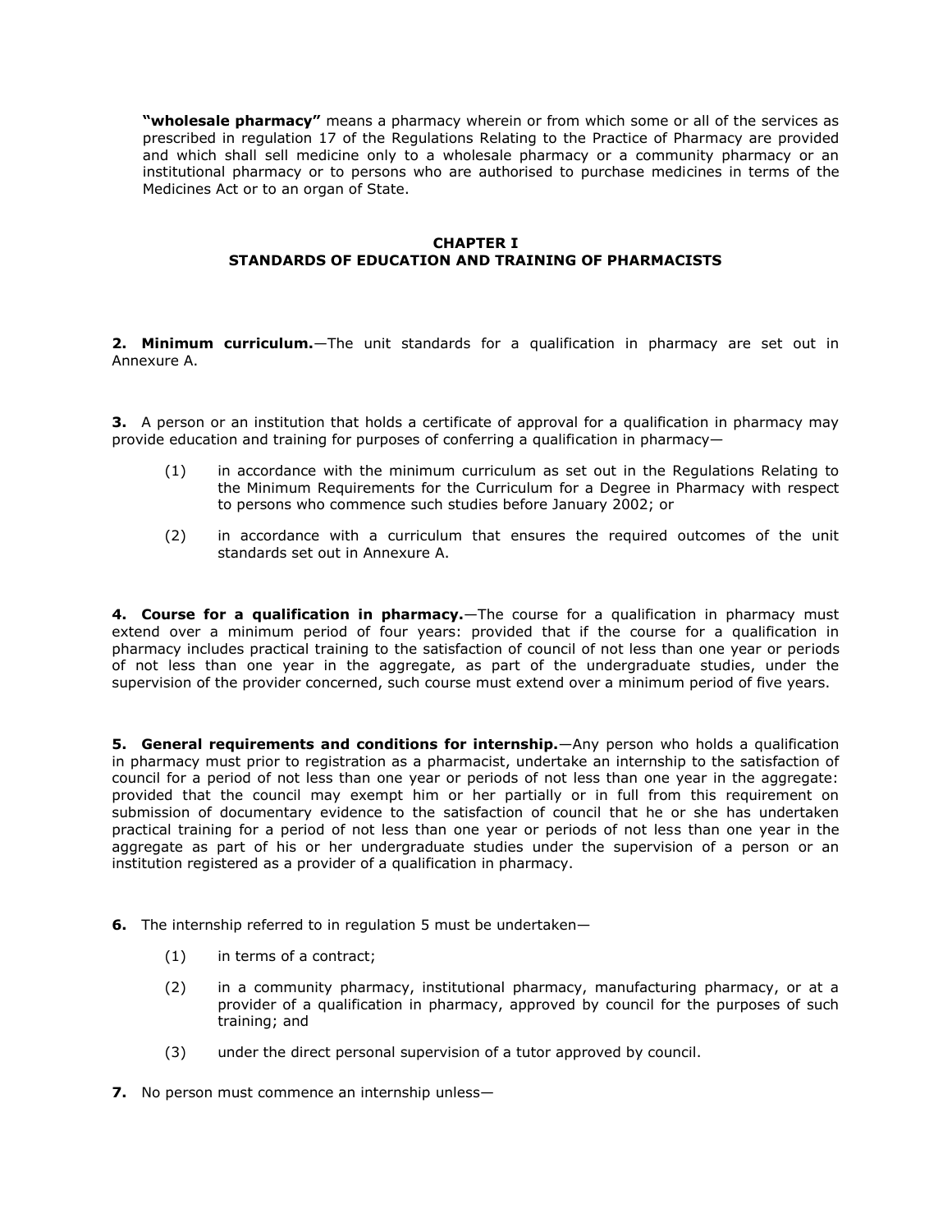**"wholesale pharmacy"** means a pharmacy wherein or from which some or all of the services as prescribed in regulation 17 of the Regulations Relating to the Practice of Pharmacy are provided and which shall sell medicine only to a wholesale pharmacy or a community pharmacy or an institutional pharmacy or to persons who are authorised to purchase medicines in terms of the Medicines Act or to an organ of State.

## CHAPTER I
## STANDARDS OF EDUCATION AND TRAINING OF PHARMACISTS

**2. Minimum curriculum.**—The unit standards for a qualification in pharmacy are set out in Annexure A.

**3.** A person or an institution that holds a certificate of approval for a qualification in pharmacy may provide education and training for purposes of conferring a qualification in pharmacy—

(1) in accordance with the minimum curriculum as set out in the Regulations Relating to the Minimum Requirements for the Curriculum for a Degree in Pharmacy with respect to persons who commence such studies before January 2002; or

(2) in accordance with a curriculum that ensures the required outcomes of the unit standards set out in Annexure A.

**4. Course for a qualification in pharmacy.**—The course for a qualification in pharmacy must extend over a minimum period of four years: provided that if the course for a qualification in pharmacy includes practical training to the satisfaction of council of not less than one year or periods of not less than one year in the aggregate, as part of the undergraduate studies, under the supervision of the provider concerned, such course must extend over a minimum period of five years.

**5. General requirements and conditions for internship.**—Any person who holds a qualification in pharmacy must prior to registration as a pharmacist, undertake an internship to the satisfaction of council for a period of not less than one year or periods of not less than one year in the aggregate: provided that the council may exempt him or her partially or in full from this requirement on submission of documentary evidence to the satisfaction of council that he or she has undertaken practical training for a period of not less than one year or periods of not less than one year in the aggregate as part of his or her undergraduate studies under the supervision of a person or an institution registered as a provider of a qualification in pharmacy.

**6.** The internship referred to in regulation 5 must be undertaken—

(1) in terms of a contract;

(2) in a community pharmacy, institutional pharmacy, manufacturing pharmacy, or at a provider of a qualification in pharmacy, approved by council for the purposes of such training; and

(3) under the direct personal supervision of a tutor approved by council.

**7.** No person must commence an internship unless—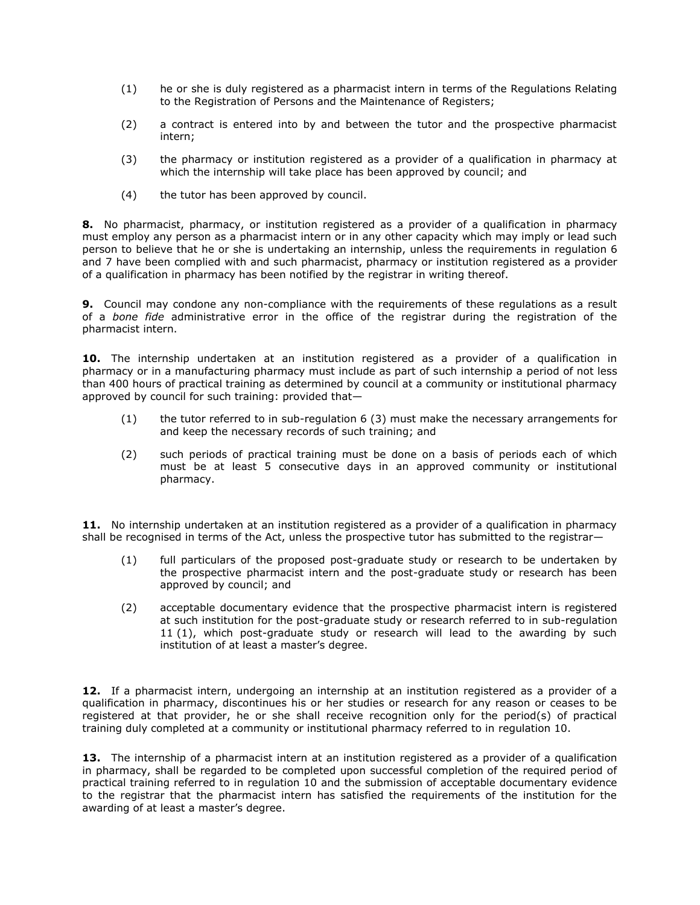(1) he or she is duly registered as a pharmacist intern in terms of the Regulations Relating to the Registration of Persons and the Maintenance of Registers;

(2) a contract is entered into by and between the tutor and the prospective pharmacist intern;

(3) the pharmacy or institution registered as a provider of a qualification in pharmacy at which the internship will take place has been approved by council; and

(4) the tutor has been approved by council.

**8.** No pharmacist, pharmacy, or institution registered as a provider of a qualification in pharmacy must employ any person as a pharmacist intern or in any other capacity which may imply or lead such person to believe that he or she is undertaking an internship, unless the requirements in regulation 6 and 7 have been complied with and such pharmacist, pharmacy or institution registered as a provider of a qualification in pharmacy has been notified by the registrar in writing thereof.

**9.** Council may condone any non-compliance with the requirements of these regulations as a result of a *bone fide* administrative error in the office of the registrar during the registration of the pharmacist intern.

**10.** The internship undertaken at an institution registered as a provider of a qualification in pharmacy or in a manufacturing pharmacy must include as part of such internship a period of not less than 400 hours of practical training as determined by council at a community or institutional pharmacy approved by council for such training: provided that—

(1) the tutor referred to in sub-regulation 6 (3) must make the necessary arrangements for and keep the necessary records of such training; and

(2) such periods of practical training must be done on a basis of periods each of which must be at least 5 consecutive days in an approved community or institutional pharmacy.

**11.** No internship undertaken at an institution registered as a provider of a qualification in pharmacy shall be recognised in terms of the Act, unless the prospective tutor has submitted to the registrar—

(1) full particulars of the proposed post-graduate study or research to be undertaken by the prospective pharmacist intern and the post-graduate study or research has been approved by council; and

(2) acceptable documentary evidence that the prospective pharmacist intern is registered at such institution for the post-graduate study or research referred to in sub-regulation 11 (1), which post-graduate study or research will lead to the awarding by such institution of at least a master's degree.

**12.** If a pharmacist intern, undergoing an internship at an institution registered as a provider of a qualification in pharmacy, discontinues his or her studies or research for any reason or ceases to be registered at that provider, he or she shall receive recognition only for the period(s) of practical training duly completed at a community or institutional pharmacy referred to in regulation 10.

**13.** The internship of a pharmacist intern at an institution registered as a provider of a qualification in pharmacy, shall be regarded to be completed upon successful completion of the required period of practical training referred to in regulation 10 and the submission of acceptable documentary evidence to the registrar that the pharmacist intern has satisfied the requirements of the institution for the awarding of at least a master's degree.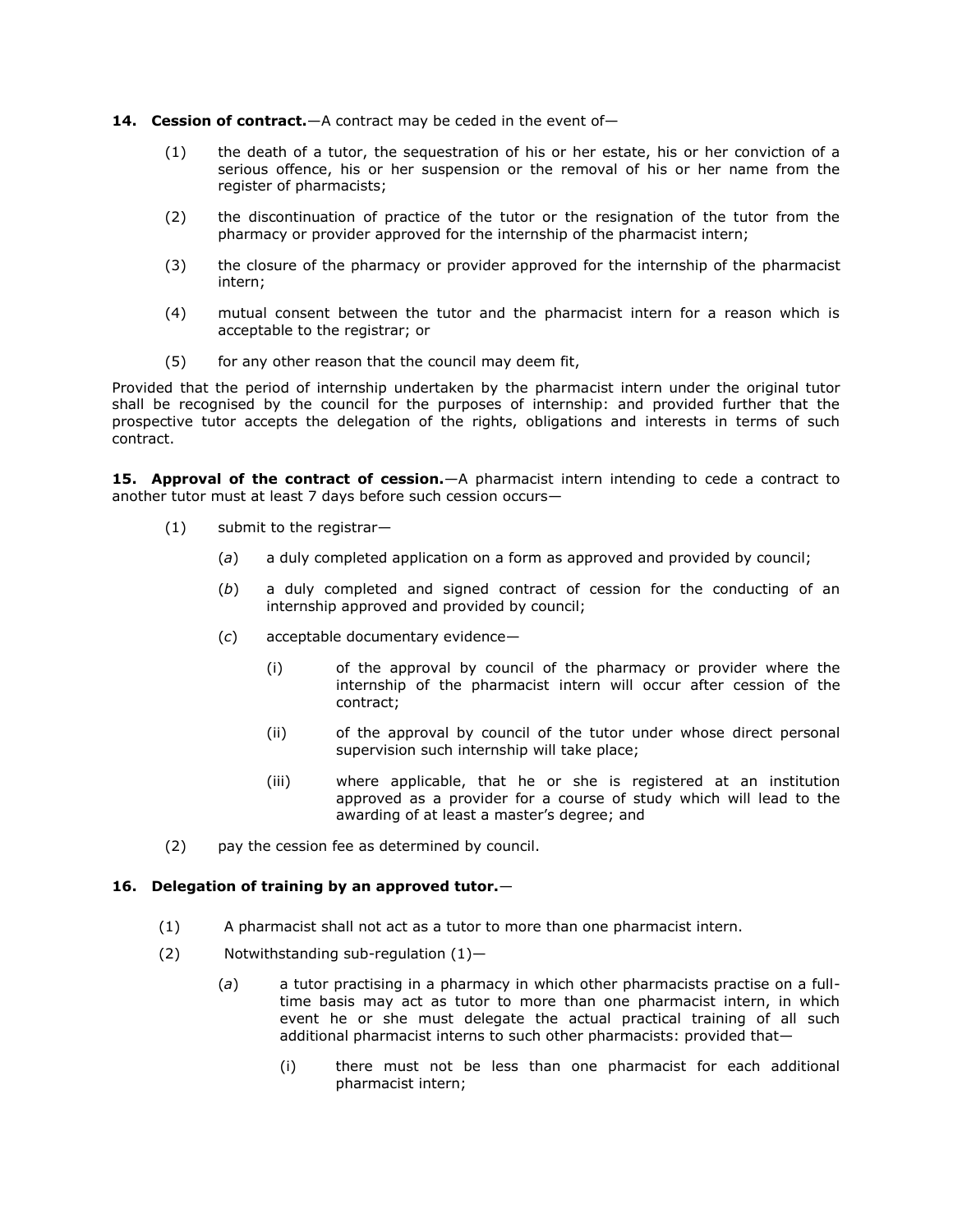**14. Cession of contract.**—A contract may be ceded in the event of—

(1) the death of a tutor, the sequestration of his or her estate, his or her conviction of a serious offence, his or her suspension or the removal of his or her name from the register of pharmacists;

(2) the discontinuation of practice of the tutor or the resignation of the tutor from the pharmacy or provider approved for the internship of the pharmacist intern;

(3) the closure of the pharmacy or provider approved for the internship of the pharmacist intern;

(4) mutual consent between the tutor and the pharmacist intern for a reason which is acceptable to the registrar; or

(5) for any other reason that the council may deem fit,

Provided that the period of internship undertaken by the pharmacist intern under the original tutor shall be recognised by the council for the purposes of internship: and provided further that the prospective tutor accepts the delegation of the rights, obligations and interests in terms of such contract.

**15. Approval of the contract of cession.**—A pharmacist intern intending to cede a contract to another tutor must at least 7 days before such cession occurs—

(1) submit to the registrar—

(*a*) a duly completed application on a form as approved and provided by council;

(*b*) a duly completed and signed contract of cession for the conducting of an internship approved and provided by council;

(*c*) acceptable documentary evidence—

(i) of the approval by council of the pharmacy or provider where the internship of the pharmacist intern will occur after cession of the contract;

(ii) of the approval by council of the tutor under whose direct personal supervision such internship will take place;

(iii) where applicable, that he or she is registered at an institution approved as a provider for a course of study which will lead to the awarding of at least a master's degree; and

(2) pay the cession fee as determined by council.

**16. Delegation of training by an approved tutor.**—

(1) A pharmacist shall not act as a tutor to more than one pharmacist intern.

(2) Notwithstanding sub-regulation (1)—

(*a*) a tutor practising in a pharmacy in which other pharmacists practise on a full-time basis may act as tutor to more than one pharmacist intern, in which event he or she must delegate the actual practical training of all such additional pharmacist interns to such other pharmacists: provided that—

(i) there must not be less than one pharmacist for each additional pharmacist intern;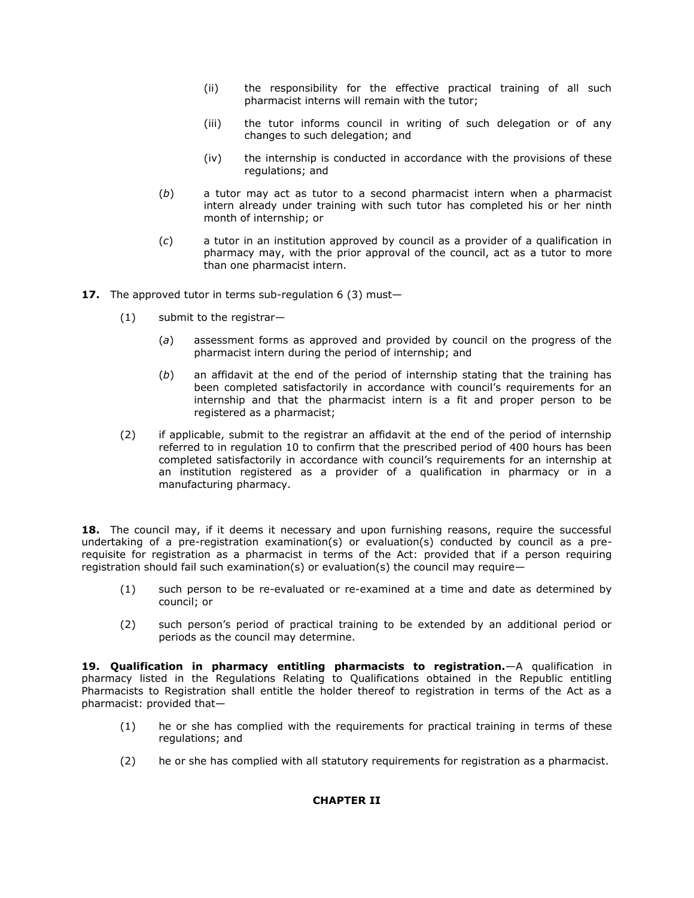(ii) the responsibility for the effective practical training of all such pharmacist interns will remain with the tutor;

(iii) the tutor informs council in writing of such delegation or of any changes to such delegation; and

(iv) the internship is conducted in accordance with the provisions of these regulations; and

(*b*) a tutor may act as tutor to a second pharmacist intern when a pharmacist intern already under training with such tutor has completed his or her ninth month of internship; or

(*c*) a tutor in an institution approved by council as a provider of a qualification in pharmacy may, with the prior approval of the council, act as a tutor to more than one pharmacist intern.

**17.** The approved tutor in terms sub-regulation 6 (3) must—

(1) submit to the registrar—

(*a*) assessment forms as approved and provided by council on the progress of the pharmacist intern during the period of internship; and

(*b*) an affidavit at the end of the period of internship stating that the training has been completed satisfactorily in accordance with council's requirements for an internship and that the pharmacist intern is a fit and proper person to be registered as a pharmacist;

(2) if applicable, submit to the registrar an affidavit at the end of the period of internship referred to in regulation 10 to confirm that the prescribed period of 400 hours has been completed satisfactorily in accordance with council's requirements for an internship at an institution registered as a provider of a qualification in pharmacy or in a manufacturing pharmacy.

**18.** The council may, if it deems it necessary and upon furnishing reasons, require the successful undertaking of a pre-registration examination(s) or evaluation(s) conducted by council as a pre-requisite for registration as a pharmacist in terms of the Act: provided that if a person requiring registration should fail such examination(s) or evaluation(s) the council may require—

(1) such person to be re-evaluated or re-examined at a time and date as determined by council; or

(2) such person's period of practical training to be extended by an additional period or periods as the council may determine.

**19. Qualification in pharmacy entitling pharmacists to registration.**—A qualification in pharmacy listed in the Regulations Relating to Qualifications obtained in the Republic entitling Pharmacists to Registration shall entitle the holder thereof to registration in terms of the Act as a pharmacist: provided that—

(1) he or she has complied with the requirements for practical training in terms of these regulations; and

(2) he or she has complied with all statutory requirements for registration as a pharmacist.

## CHAPTER II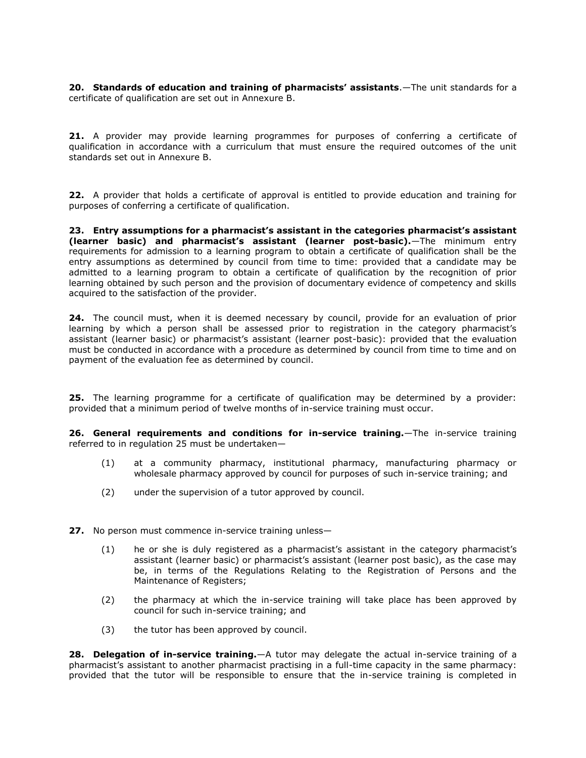**20. Standards of education and training of pharmacists' assistants**.—The unit standards for a certificate of qualification are set out in Annexure B.

**21.** A provider may provide learning programmes for purposes of conferring a certificate of qualification in accordance with a curriculum that must ensure the required outcomes of the unit standards set out in Annexure B.

**22.** A provider that holds a certificate of approval is entitled to provide education and training for purposes of conferring a certificate of qualification.

**23. Entry assumptions for a pharmacist's assistant in the categories pharmacist's assistant (learner basic) and pharmacist's assistant (learner post-basic).**—The minimum entry requirements for admission to a learning program to obtain a certificate of qualification shall be the entry assumptions as determined by council from time to time: provided that a candidate may be admitted to a learning program to obtain a certificate of qualification by the recognition of prior learning obtained by such person and the provision of documentary evidence of competency and skills acquired to the satisfaction of the provider.

**24.** The council must, when it is deemed necessary by council, provide for an evaluation of prior learning by which a person shall be assessed prior to registration in the category pharmacist's assistant (learner basic) or pharmacist's assistant (learner post-basic): provided that the evaluation must be conducted in accordance with a procedure as determined by council from time to time and on payment of the evaluation fee as determined by council.

**25.** The learning programme for a certificate of qualification may be determined by a provider: provided that a minimum period of twelve months of in-service training must occur.

**26. General requirements and conditions for in-service training.**—The in-service training referred to in regulation 25 must be undertaken—

(1) at a community pharmacy, institutional pharmacy, manufacturing pharmacy or wholesale pharmacy approved by council for purposes of such in-service training; and

(2) under the supervision of a tutor approved by council.

**27.** No person must commence in-service training unless—

(1) he or she is duly registered as a pharmacist's assistant in the category pharmacist's assistant (learner basic) or pharmacist's assistant (learner post basic), as the case may be, in terms of the Regulations Relating to the Registration of Persons and the Maintenance of Registers;

(2) the pharmacy at which the in-service training will take place has been approved by council for such in-service training; and

(3) the tutor has been approved by council.

**28. Delegation of in-service training.**—A tutor may delegate the actual in-service training of a pharmacist's assistant to another pharmacist practising in a full-time capacity in the same pharmacy: provided that the tutor will be responsible to ensure that the in-service training is completed in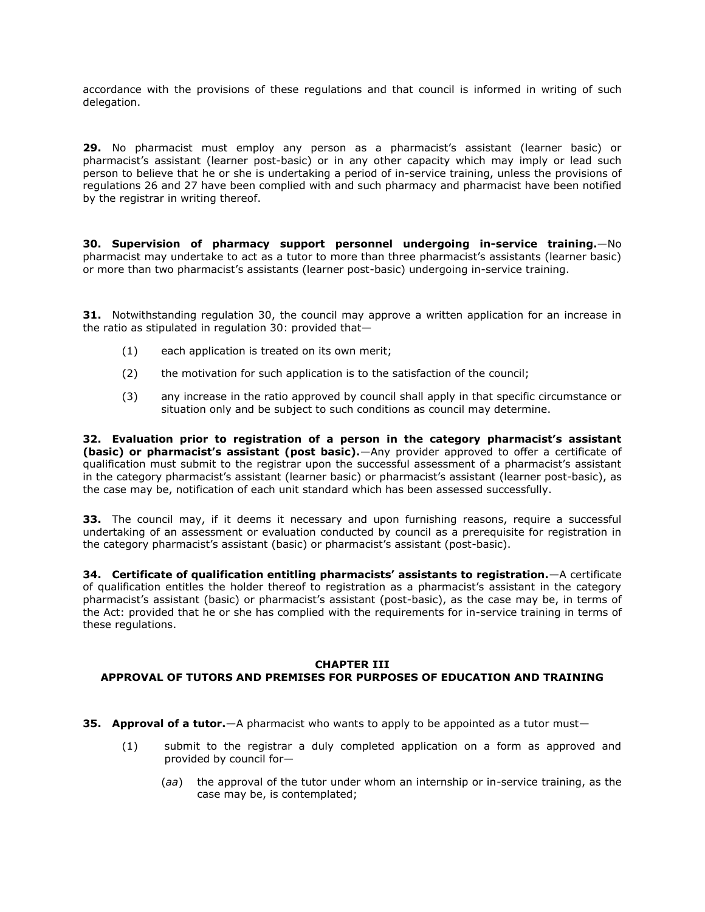accordance with the provisions of these regulations and that council is informed in writing of such delegation.

**29.** No pharmacist must employ any person as a pharmacist's assistant (learner basic) or pharmacist's assistant (learner post-basic) or in any other capacity which may imply or lead such person to believe that he or she is undertaking a period of in-service training, unless the provisions of regulations 26 and 27 have been complied with and such pharmacy and pharmacist have been notified by the registrar in writing thereof.

**30. Supervision of pharmacy support personnel undergoing in-service training.**—No pharmacist may undertake to act as a tutor to more than three pharmacist's assistants (learner basic) or more than two pharmacist's assistants (learner post-basic) undergoing in-service training.

**31.** Notwithstanding regulation 30, the council may approve a written application for an increase in the ratio as stipulated in regulation 30: provided that—

(1) each application is treated on its own merit;

(2) the motivation for such application is to the satisfaction of the council;

(3) any increase in the ratio approved by council shall apply in that specific circumstance or situation only and be subject to such conditions as council may determine.

**32. Evaluation prior to registration of a person in the category pharmacist's assistant (basic) or pharmacist's assistant (post basic).**—Any provider approved to offer a certificate of qualification must submit to the registrar upon the successful assessment of a pharmacist's assistant in the category pharmacist's assistant (learner basic) or pharmacist's assistant (learner post-basic), as the case may be, notification of each unit standard which has been assessed successfully.

**33.** The council may, if it deems it necessary and upon furnishing reasons, require a successful undertaking of an assessment or evaluation conducted by council as a prerequisite for registration in the category pharmacist's assistant (basic) or pharmacist's assistant (post-basic).

**34. Certificate of qualification entitling pharmacists' assistants to registration.**—A certificate of qualification entitles the holder thereof to registration as a pharmacist's assistant in the category pharmacist's assistant (basic) or pharmacist's assistant (post-basic), as the case may be, in terms of the Act: provided that he or she has complied with the requirements for in-service training in terms of these regulations.

## CHAPTER III
## APPROVAL OF TUTORS AND PREMISES FOR PURPOSES OF EDUCATION AND TRAINING

**35. Approval of a tutor.**—A pharmacist who wants to apply to be appointed as a tutor must—

(1) submit to the registrar a duly completed application on a form as approved and provided by council for—

(*aa*) the approval of the tutor under whom an internship or in-service training, as the case may be, is contemplated;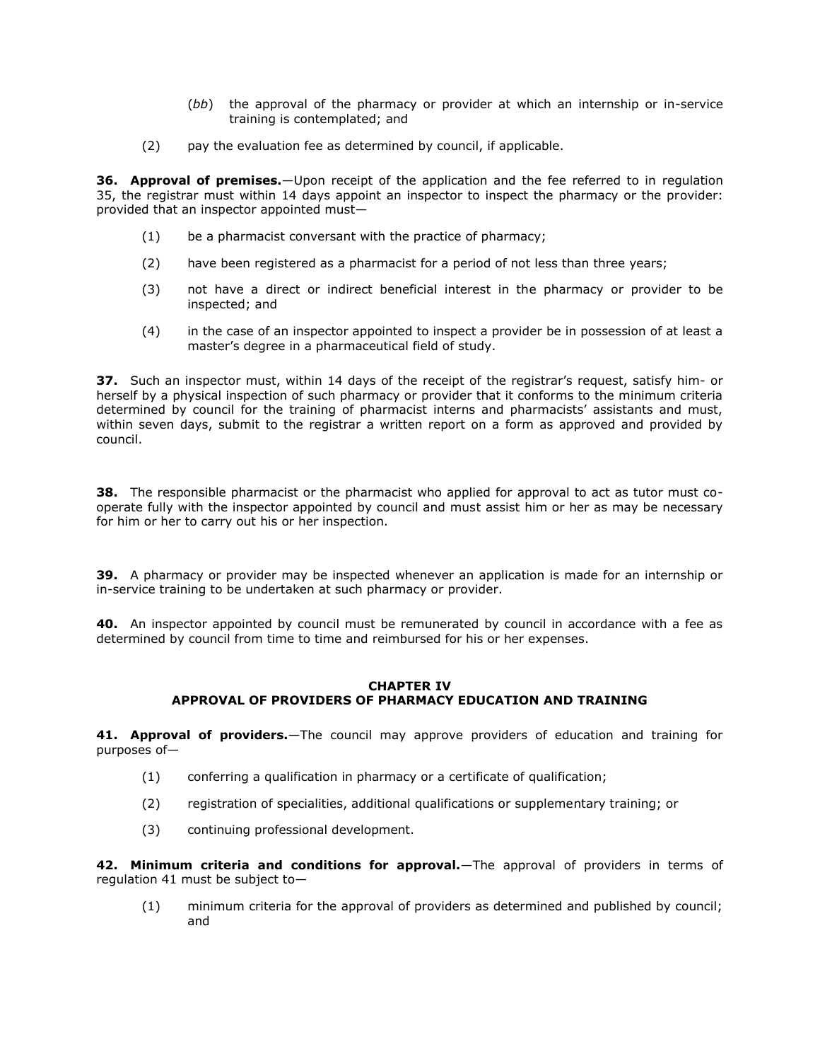(*bb*) the approval of the pharmacy or provider at which an internship or in-service training is contemplated; and

(2) pay the evaluation fee as determined by council, if applicable.

**36. Approval of premises.**—Upon receipt of the application and the fee referred to in regulation 35, the registrar must within 14 days appoint an inspector to inspect the pharmacy or the provider: provided that an inspector appointed must—

(1) be a pharmacist conversant with the practice of pharmacy;

(2) have been registered as a pharmacist for a period of not less than three years;

(3) not have a direct or indirect beneficial interest in the pharmacy or provider to be inspected; and

(4) in the case of an inspector appointed to inspect a provider be in possession of at least a master's degree in a pharmaceutical field of study.

**37.** Such an inspector must, within 14 days of the receipt of the registrar's request, satisfy him- or herself by a physical inspection of such pharmacy or provider that it conforms to the minimum criteria determined by council for the training of pharmacist interns and pharmacists' assistants and must, within seven days, submit to the registrar a written report on a form as approved and provided by council.

**38.** The responsible pharmacist or the pharmacist who applied for approval to act as tutor must co-operate fully with the inspector appointed by council and must assist him or her as may be necessary for him or her to carry out his or her inspection.

**39.** A pharmacy or provider may be inspected whenever an application is made for an internship or in-service training to be undertaken at such pharmacy or provider.

**40.** An inspector appointed by council must be remunerated by council in accordance with a fee as determined by council from time to time and reimbursed for his or her expenses.

## CHAPTER IV
## APPROVAL OF PROVIDERS OF PHARMACY EDUCATION AND TRAINING

**41. Approval of providers.**—The council may approve providers of education and training for purposes of—

(1) conferring a qualification in pharmacy or a certificate of qualification;

(2) registration of specialities, additional qualifications or supplementary training; or

(3) continuing professional development.

**42. Minimum criteria and conditions for approval.**—The approval of providers in terms of regulation 41 must be subject to—

(1) minimum criteria for the approval of providers as determined and published by council; and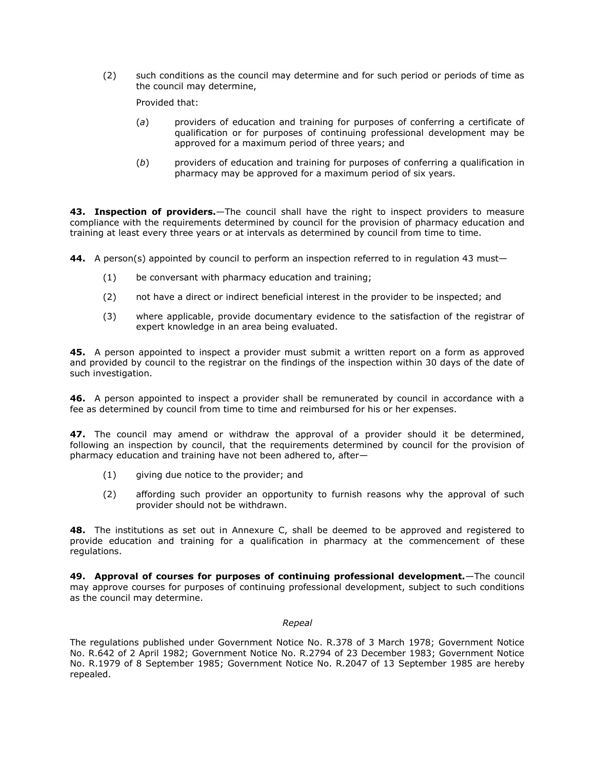(2) such conditions as the council may determine and for such period or periods of time as the council may determine,

Provided that:

(*a*) providers of education and training for purposes of conferring a certificate of qualification or for purposes of continuing professional development may be approved for a maximum period of three years; and

(*b*) providers of education and training for purposes of conferring a qualification in pharmacy may be approved for a maximum period of six years.

**43. Inspection of providers.**—The council shall have the right to inspect providers to measure compliance with the requirements determined by council for the provision of pharmacy education and training at least every three years or at intervals as determined by council from time to time.

**44.** A person(s) appointed by council to perform an inspection referred to in regulation 43 must—

(1) be conversant with pharmacy education and training;

(2) not have a direct or indirect beneficial interest in the provider to be inspected; and

(3) where applicable, provide documentary evidence to the satisfaction of the registrar of expert knowledge in an area being evaluated.

**45.** A person appointed to inspect a provider must submit a written report on a form as approved and provided by council to the registrar on the findings of the inspection within 30 days of the date of such investigation.

**46.** A person appointed to inspect a provider shall be remunerated by council in accordance with a fee as determined by council from time to time and reimbursed for his or her expenses.

**47.** The council may amend or withdraw the approval of a provider should it be determined, following an inspection by council, that the requirements determined by council for the provision of pharmacy education and training have not been adhered to, after—

(1) giving due notice to the provider; and

(2) affording such provider an opportunity to furnish reasons why the approval of such provider should not be withdrawn.

**48.** The institutions as set out in Annexure C, shall be deemed to be approved and registered to provide education and training for a qualification in pharmacy at the commencement of these regulations.

**49. Approval of courses for purposes of continuing professional development.**—The council may approve courses for purposes of continuing professional development, subject to such conditions as the council may determine.

*Repeal*

The regulations published under Government Notice No. R.378 of 3 March 1978; Government Notice No. R.642 of 2 April 1982; Government Notice No. R.2794 of 23 December 1983; Government Notice No. R.1979 of 8 September 1985; Government Notice No. R.2047 of 13 September 1985 are hereby repealed.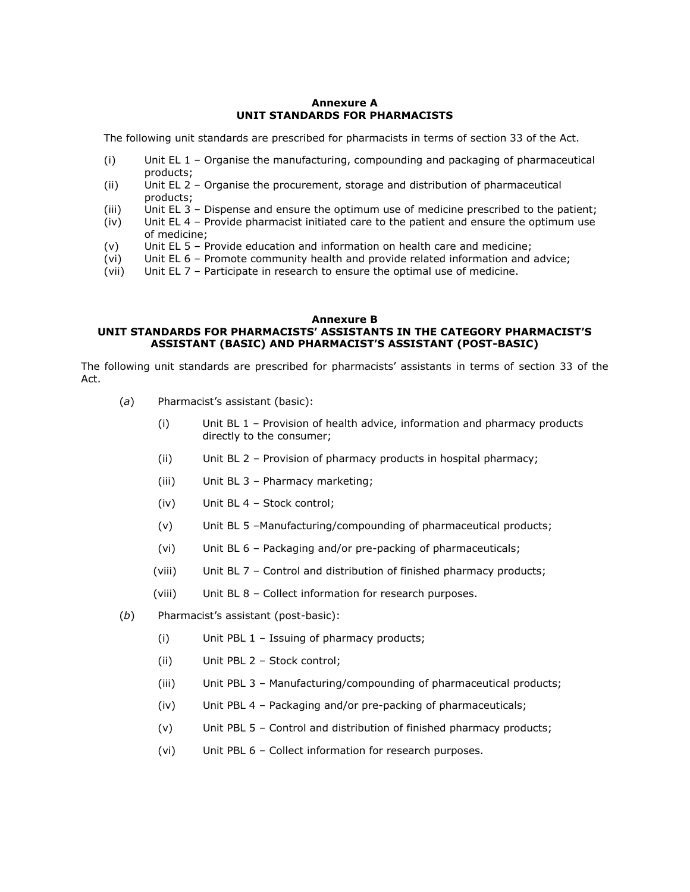## Annexure A
## UNIT STANDARDS FOR PHARMACISTS

The following unit standards are prescribed for pharmacists in terms of section 33 of the Act.

(i) Unit EL 1 – Organise the manufacturing, compounding and packaging of pharmaceutical products;

(ii) Unit EL 2 – Organise the procurement, storage and distribution of pharmaceutical products;

(iii) Unit EL 3 – Dispense and ensure the optimum use of medicine prescribed to the patient;

(iv) Unit EL 4 – Provide pharmacist initiated care to the patient and ensure the optimum use of medicine;

(v) Unit EL 5 – Provide education and information on health care and medicine;

(vi) Unit EL 6 – Promote community health and provide related information and advice;

(vii) Unit EL 7 – Participate in research to ensure the optimal use of medicine.

## Annexure B
## UNIT STANDARDS FOR PHARMACISTS' ASSISTANTS IN THE CATEGORY PHARMACIST'S ASSISTANT (BASIC) AND PHARMACIST'S ASSISTANT (POST-BASIC)

The following unit standards are prescribed for pharmacists' assistants in terms of section 33 of the Act.

(*a*) Pharmacist's assistant (basic):

(i) Unit BL 1 – Provision of health advice, information and pharmacy products directly to the consumer;

(ii) Unit BL 2 – Provision of pharmacy products in hospital pharmacy;

(iii) Unit BL 3 – Pharmacy marketing;

(iv) Unit BL 4 – Stock control;

(v) Unit BL 5 –Manufacturing/compounding of pharmaceutical products;

(vi) Unit BL 6 – Packaging and/or pre-packing of pharmaceuticals;

(viii) Unit BL 7 – Control and distribution of finished pharmacy products;

(viii) Unit BL 8 – Collect information for research purposes.

(*b*) Pharmacist's assistant (post-basic):

(i) Unit PBL 1 – Issuing of pharmacy products;

(ii) Unit PBL 2 – Stock control;

(iii) Unit PBL 3 – Manufacturing/compounding of pharmaceutical products;

(iv) Unit PBL 4 – Packaging and/or pre-packing of pharmaceuticals;

(v) Unit PBL 5 – Control and distribution of finished pharmacy products;

(vi) Unit PBL 6 – Collect information for research purposes.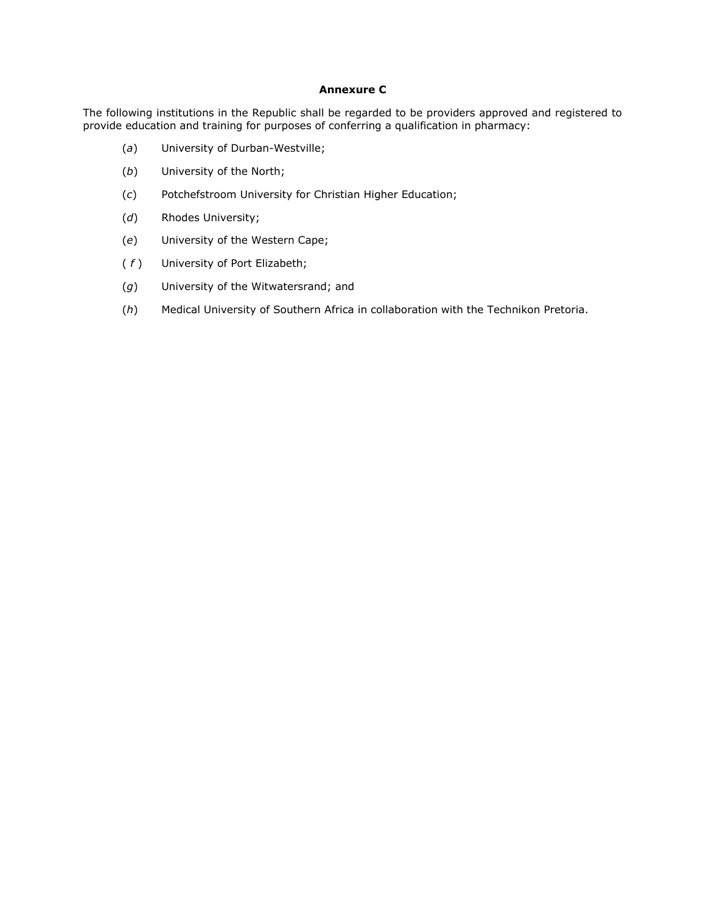**Annexure C**

The following institutions in the Republic shall be regarded to be providers approved and registered to provide education and training for purposes of conferring a qualification in pharmacy:

(*a*) University of Durban-Westville;

(*b*) University of the North;

(*c*) Potchefstroom University for Christian Higher Education;

(*d*) Rhodes University;

(*e*) University of the Western Cape;

(*f*) University of Port Elizabeth;

(*g*) University of the Witwatersrand; and

(*h*) Medical University of Southern Africa in collaboration with the Technikon Pretoria.